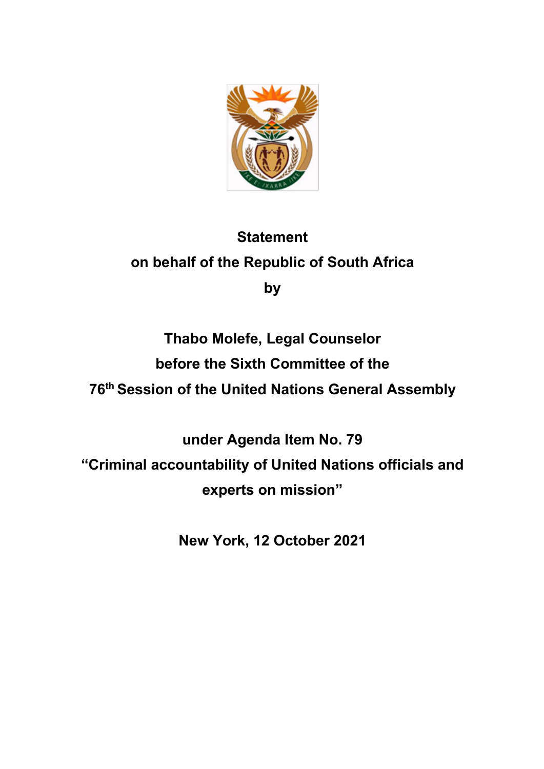**Statement**

**on behalf of the Republic of South Africa**

**by**

**Thabo Molefe, Legal Counselor**

**before the Sixth Committee of the**

**76th Session of the United Nations General Assembly**

**under Agenda Item No. 79**

**“Criminal accountability of United Nations officials and experts on mission”**

**New York, 12 October 2021**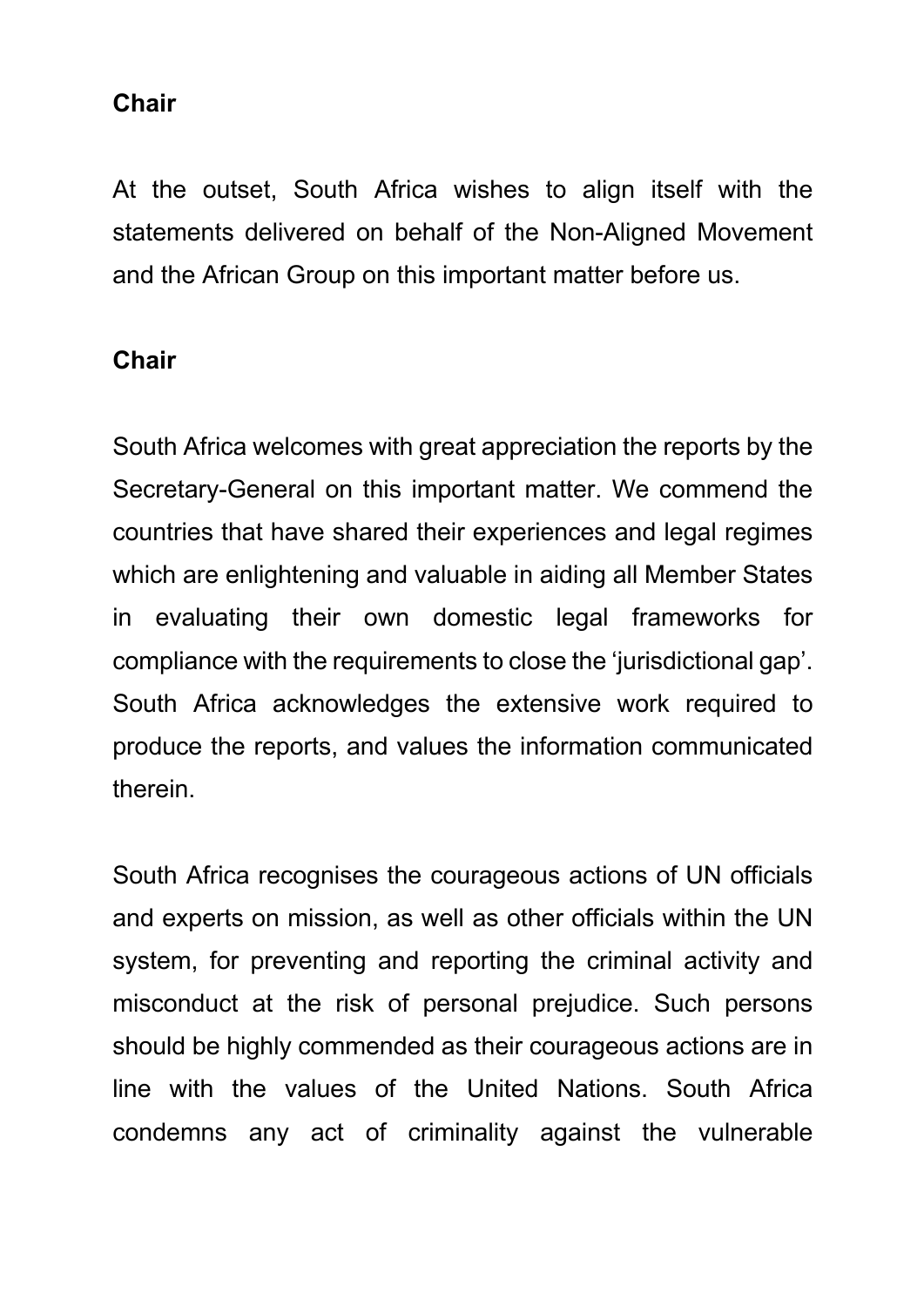**Chair**

At the outset, South Africa wishes to align itself with the statements delivered on behalf of the Non-Aligned Movement and the African Group on this important matter before us.

**Chair**

South Africa welcomes with great appreciation the reports by the Secretary-General on this important matter. We commend the countries that have shared their experiences and legal regimes which are enlightening and valuable in aiding all Member States in evaluating their own domestic legal frameworks for compliance with the requirements to close the 'jurisdictional gap'. South Africa acknowledges the extensive work required to produce the reports, and values the information communicated therein.

South Africa recognises the courageous actions of UN officials and experts on mission, as well as other officials within the UN system, for preventing and reporting the criminal activity and misconduct at the risk of personal prejudice. Such persons should be highly commended as their courageous actions are in line with the values of the United Nations. South Africa condemns any act of criminality against the vulnerable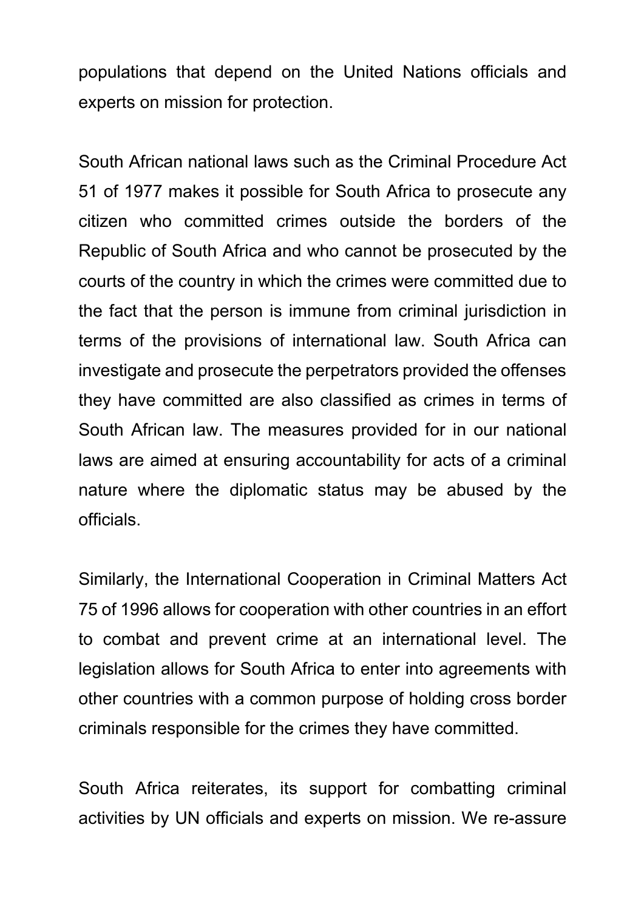populations that depend on the United Nations officials and experts on mission for protection.

South African national laws such as the Criminal Procedure Act 51 of 1977 makes it possible for South Africa to prosecute any citizen who committed crimes outside the borders of the Republic of South Africa and who cannot be prosecuted by the courts of the country in which the crimes were committed due to the fact that the person is immune from criminal jurisdiction in terms of the provisions of international law. South Africa can investigate and prosecute the perpetrators provided the offenses they have committed are also classified as crimes in terms of South African law. The measures provided for in our national laws are aimed at ensuring accountability for acts of a criminal nature where the diplomatic status may be abused by the officials.

Similarly, the International Cooperation in Criminal Matters Act 75 of 1996 allows for cooperation with other countries in an effort to combat and prevent crime at an international level. The legislation allows for South Africa to enter into agreements with other countries with a common purpose of holding cross border criminals responsible for the crimes they have committed.

South Africa reiterates, its support for combatting criminal activities by UN officials and experts on mission. We re-assure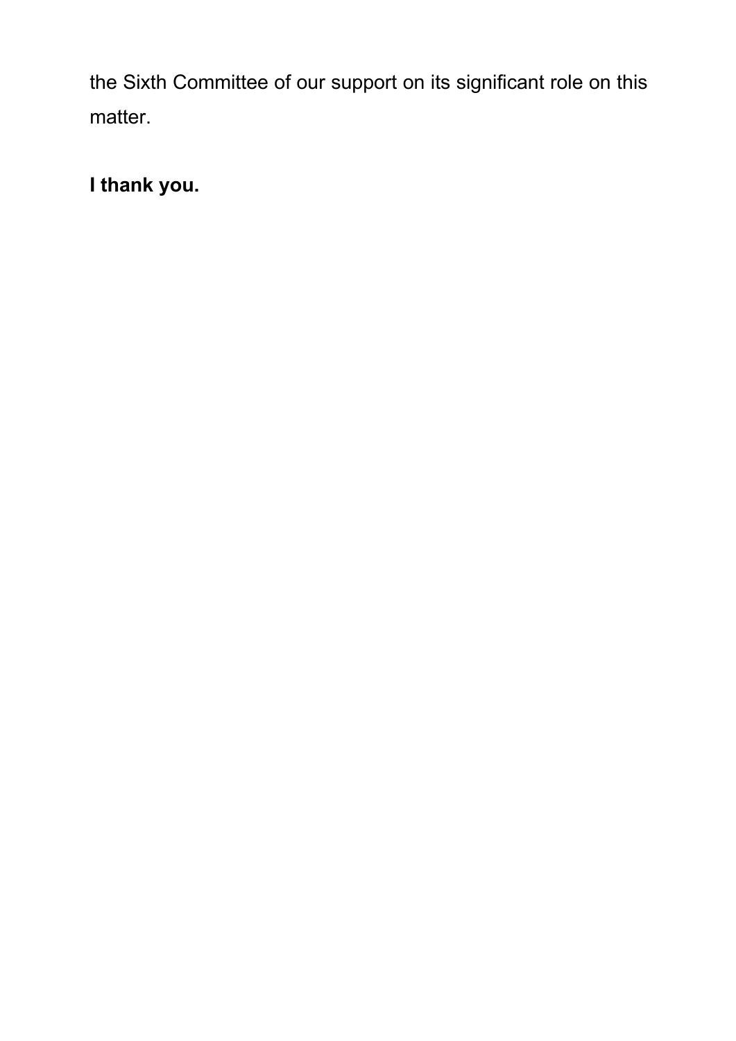the Sixth Committee of our support on its significant role on this matter.

**I thank you.**